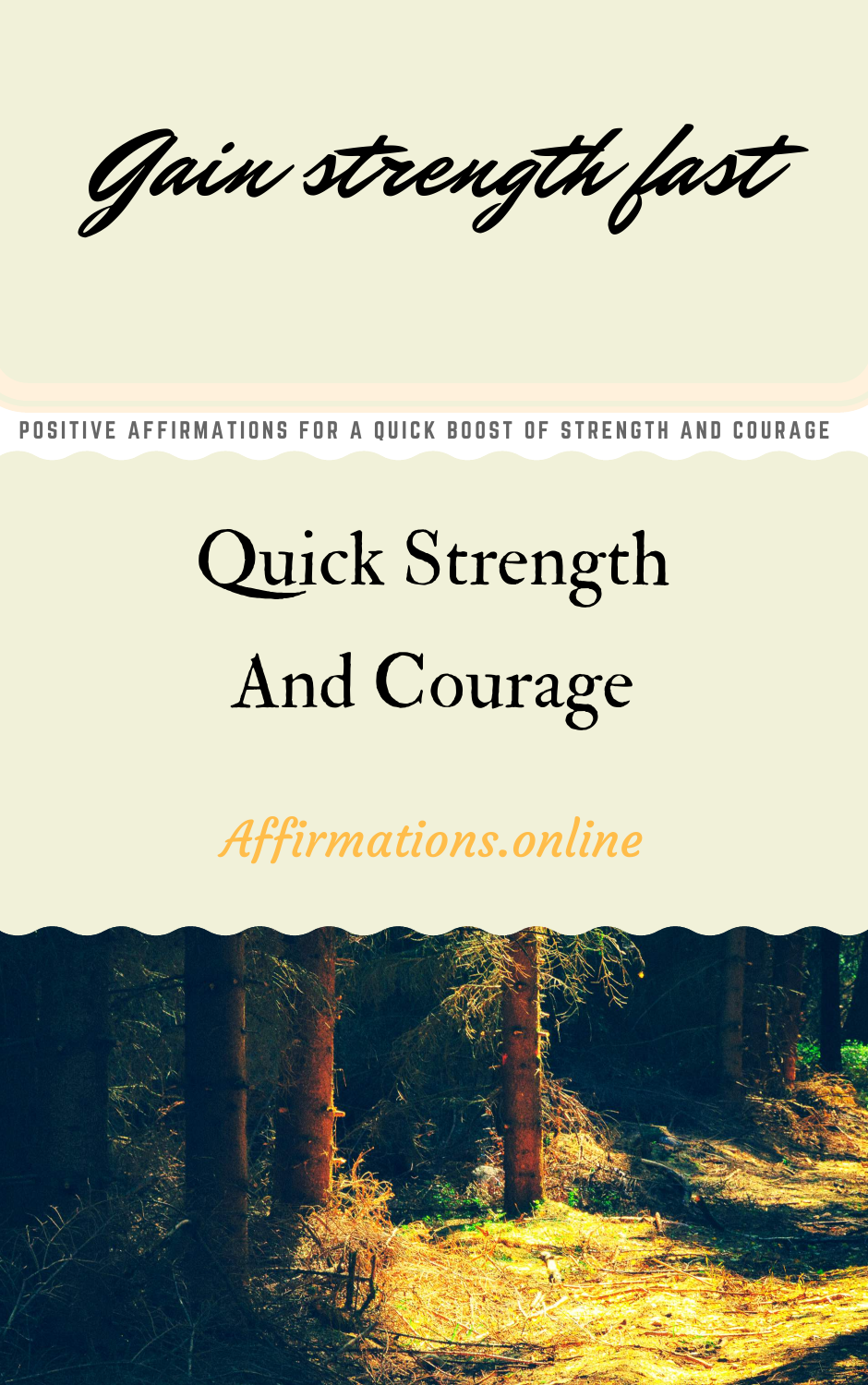# Gain strength fast

POSITIVE AFFIRMATIONS FOR A QUICK BOOST OF STRENGTH AND COURAGE

## Quick Strength And Courage

*Affirmations.online*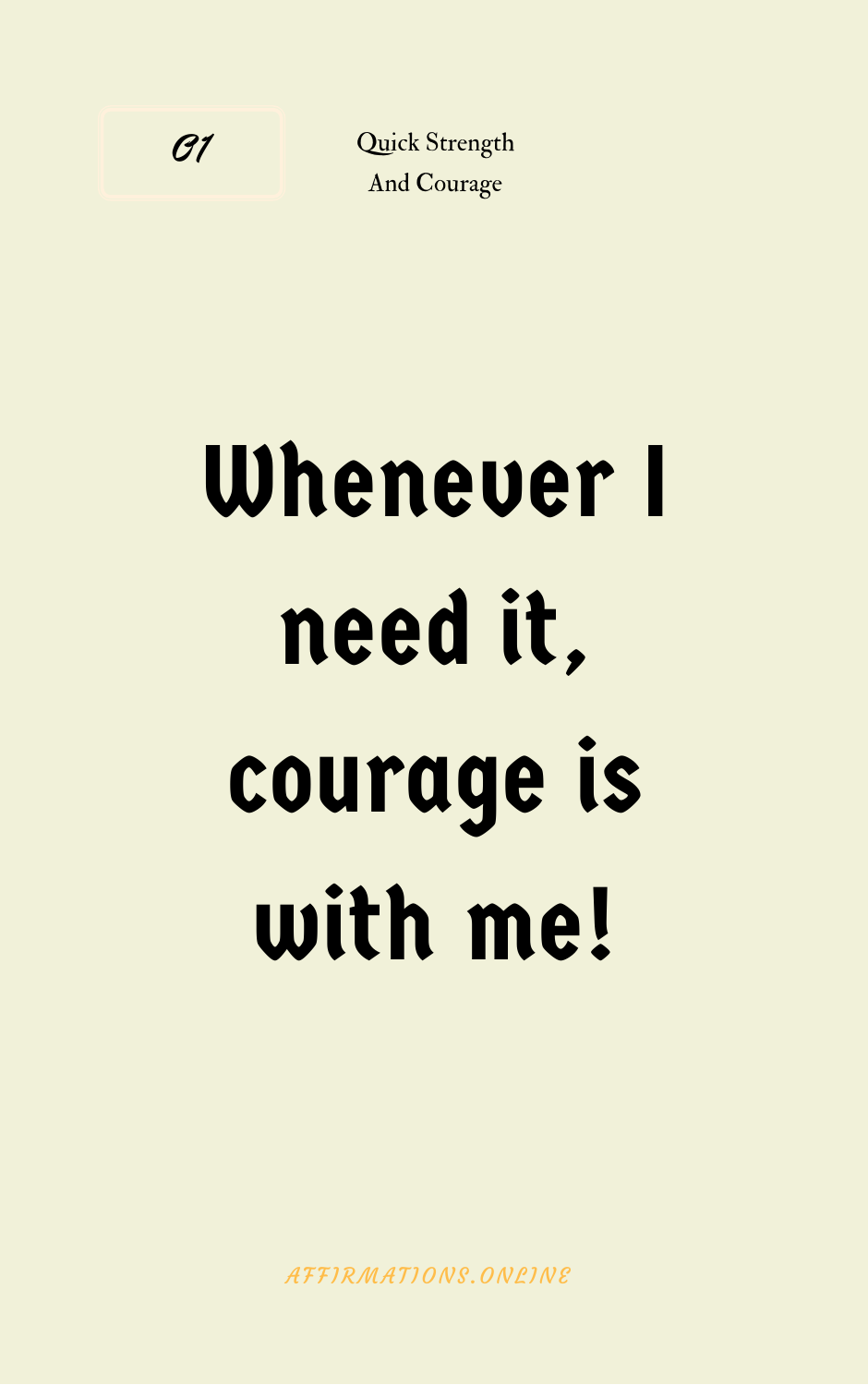01

Quick Strength And Courage

# Whenever I need it, courage is with me!

AFFIRMATIONS.ONLINE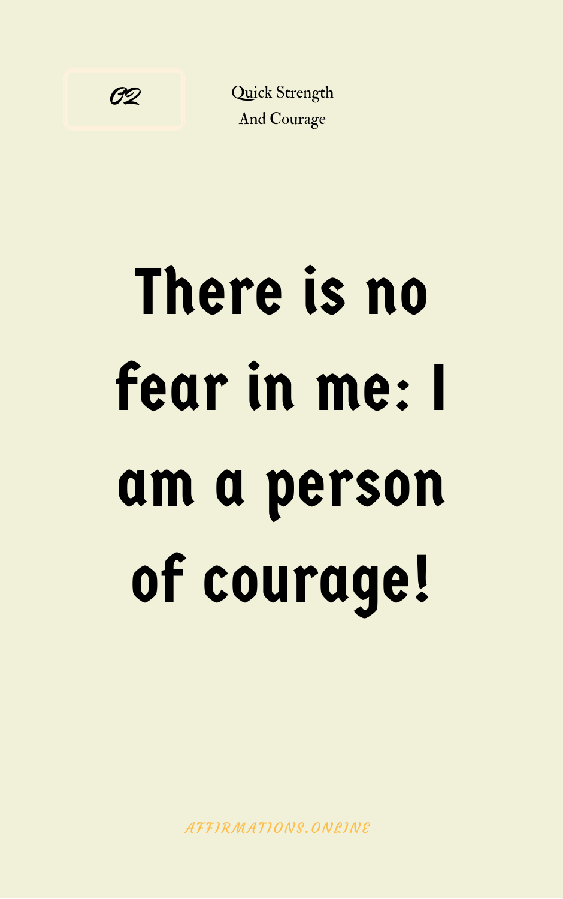02

Quick Strength And Courage

# There is no fear in me: I am a person of courage!

AFFIRMATIONS.ONLINE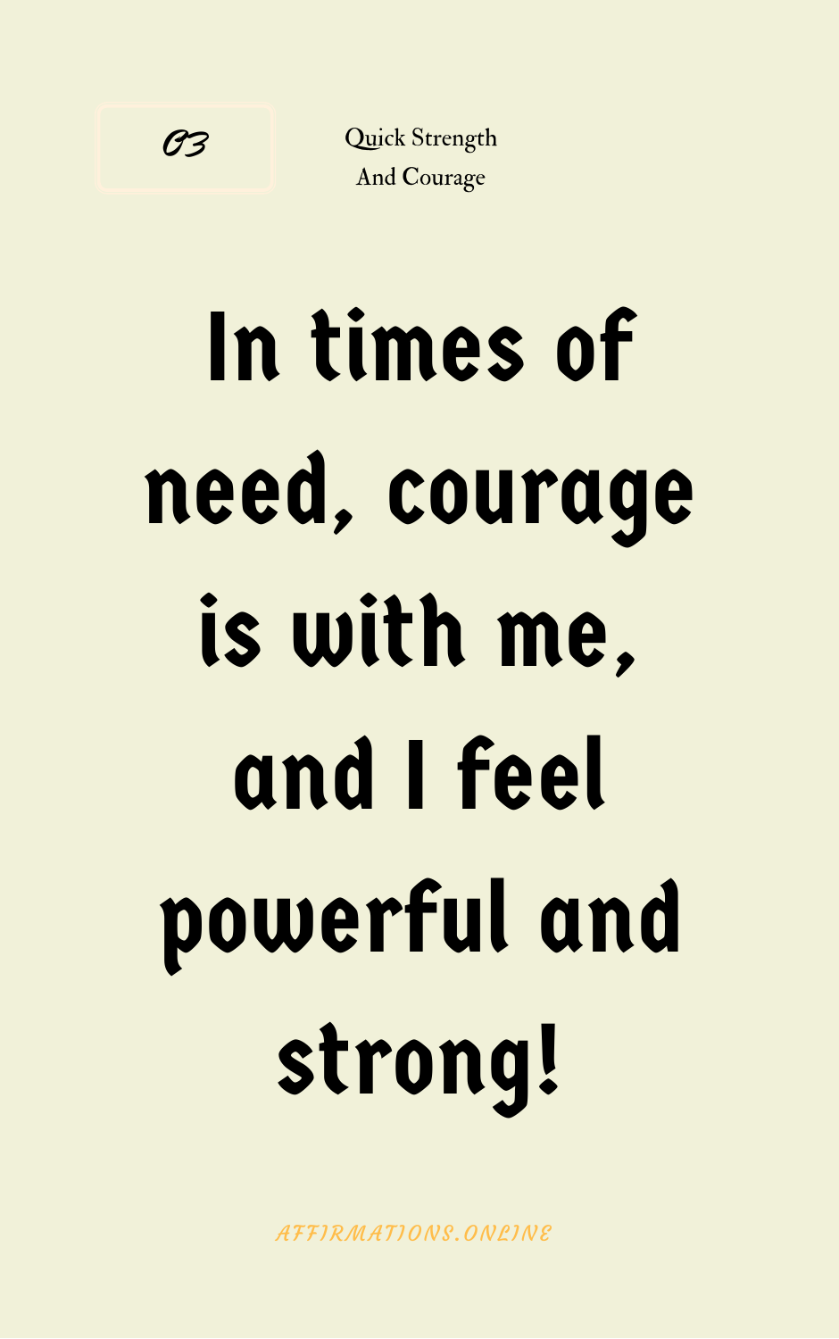03

Quick Strength
And Courage

# In times of need, courage is with me, and I feel powerful and strong!

AFFIRMATIONS.ONLINE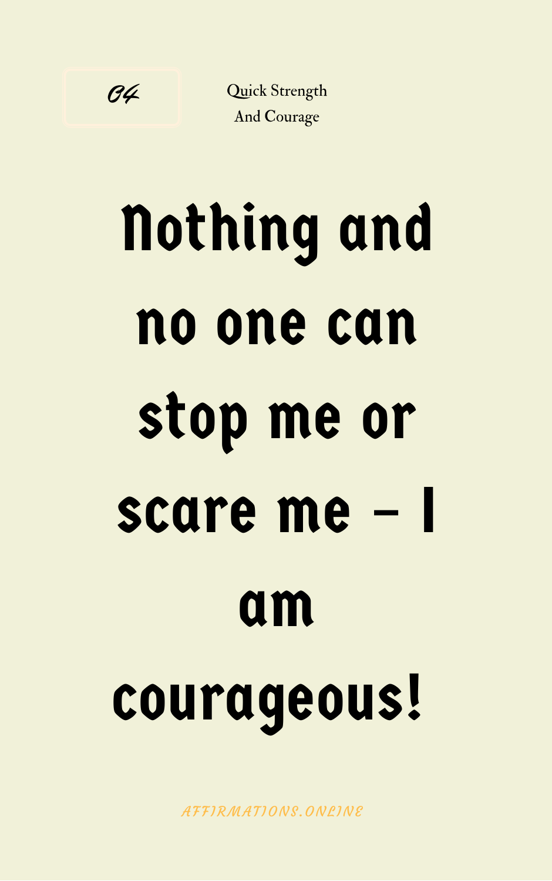04

Quick Strength And Courage

# Nothing and no one can stop me or scare me – I am courageous!

AFFIRMATIONS.ONLINE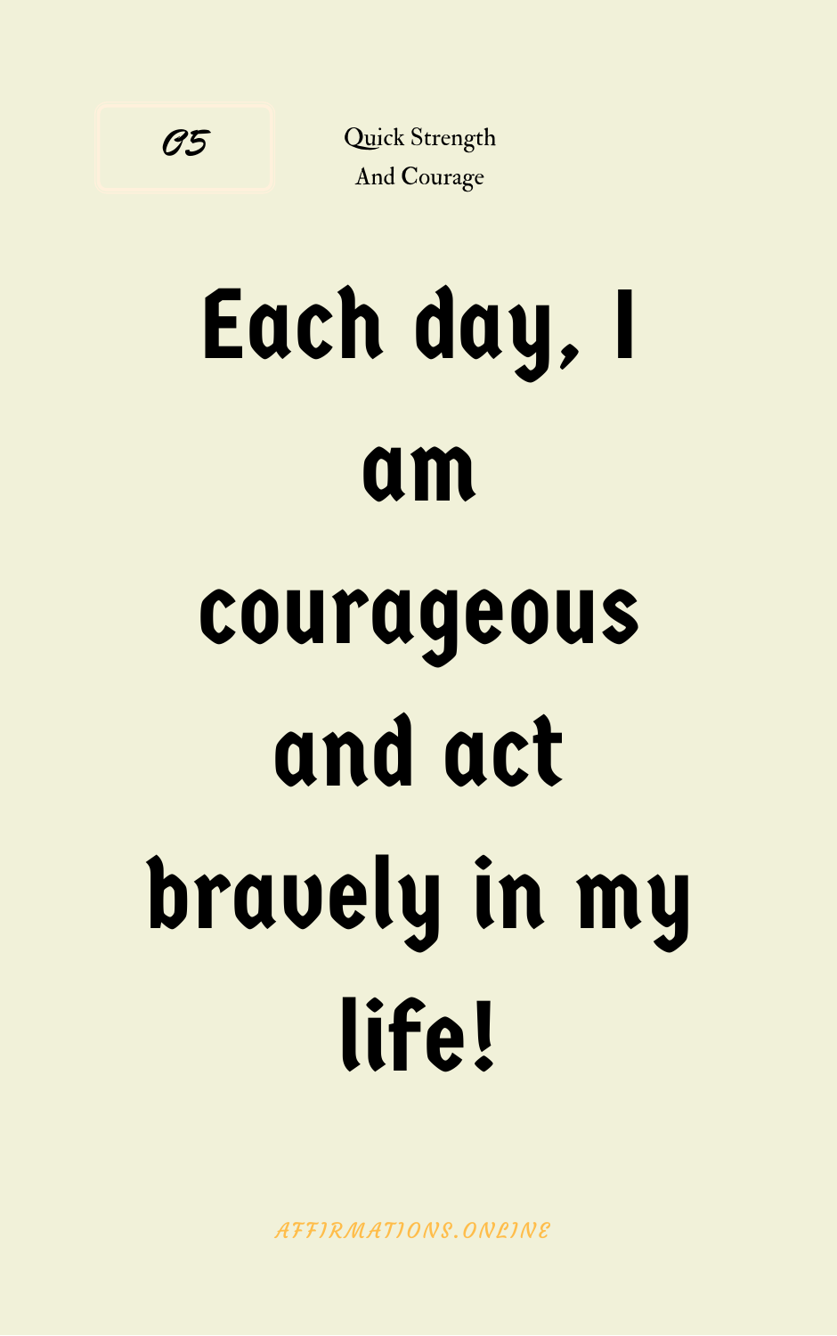05

Quick Strength And Courage

# Each day, I am courageous and act bravely in my life!

AFFIRMATIONS.ONLINE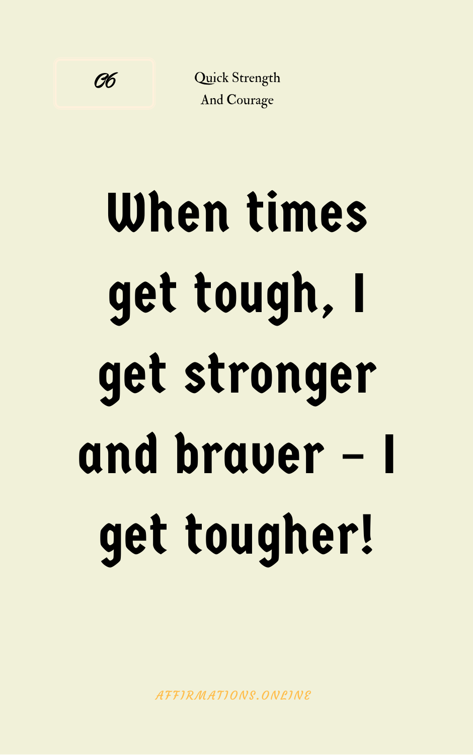06

Quick Strength And Courage

# When times get tough, I get stronger and braver – I get tougher!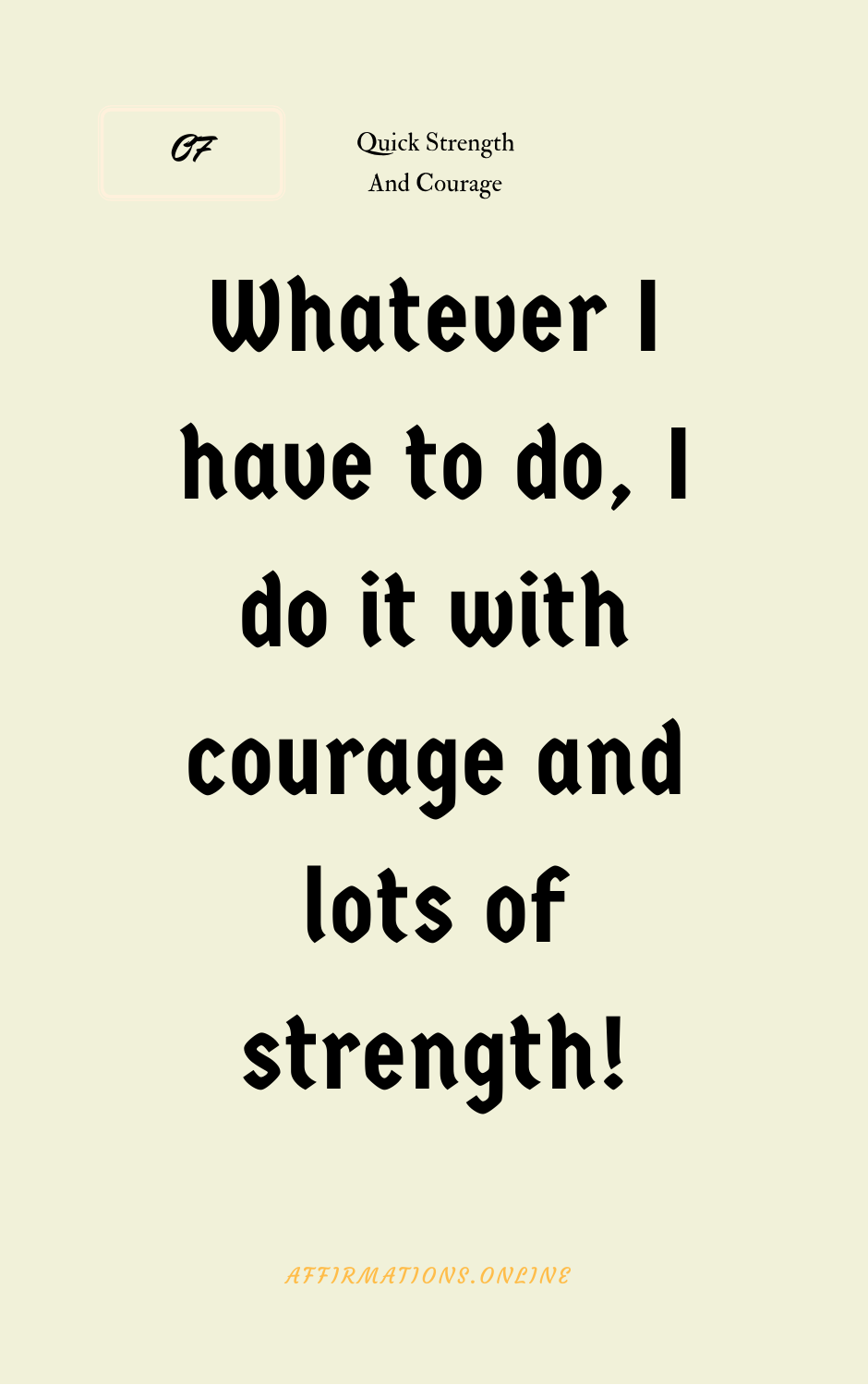07

Quick Strength
And Courage

# Whatever I have to do, I do it with courage and lots of strength!

AFFIRMATIONS.ONLINE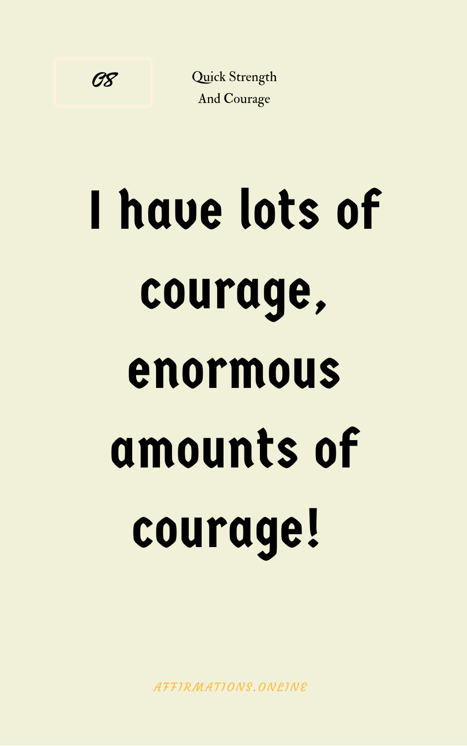08

Quick Strength And Courage

# I have lots of courage, enormous amounts of courage!

AFFIRMATIONS.ONLINE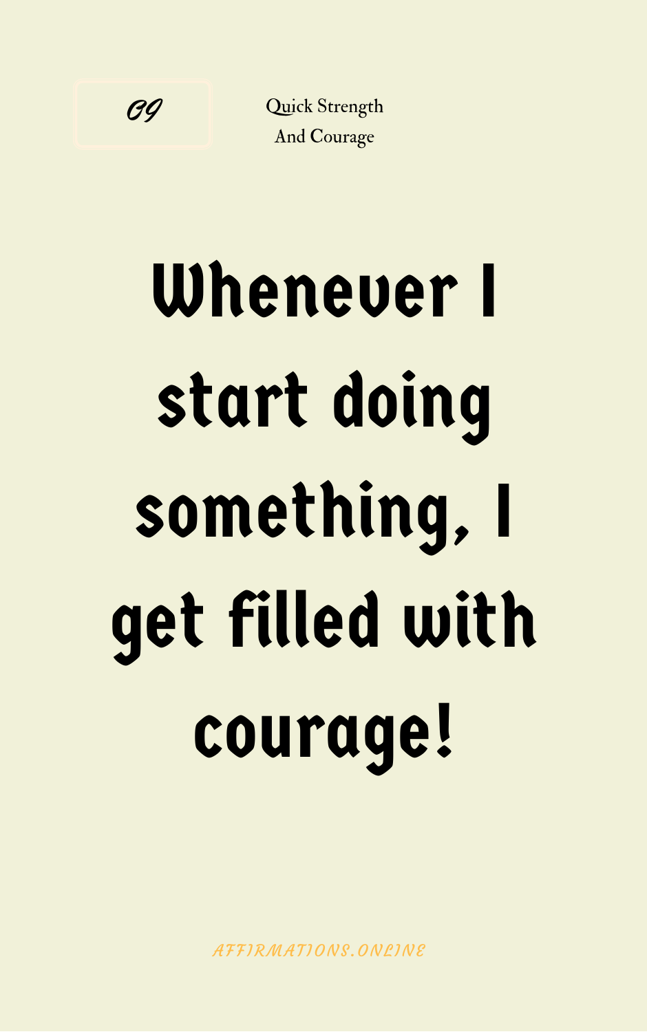09

Quick Strength
And Courage

# Whenever I start doing something, I get filled with courage!

AFFIRMATIONS.ONLINE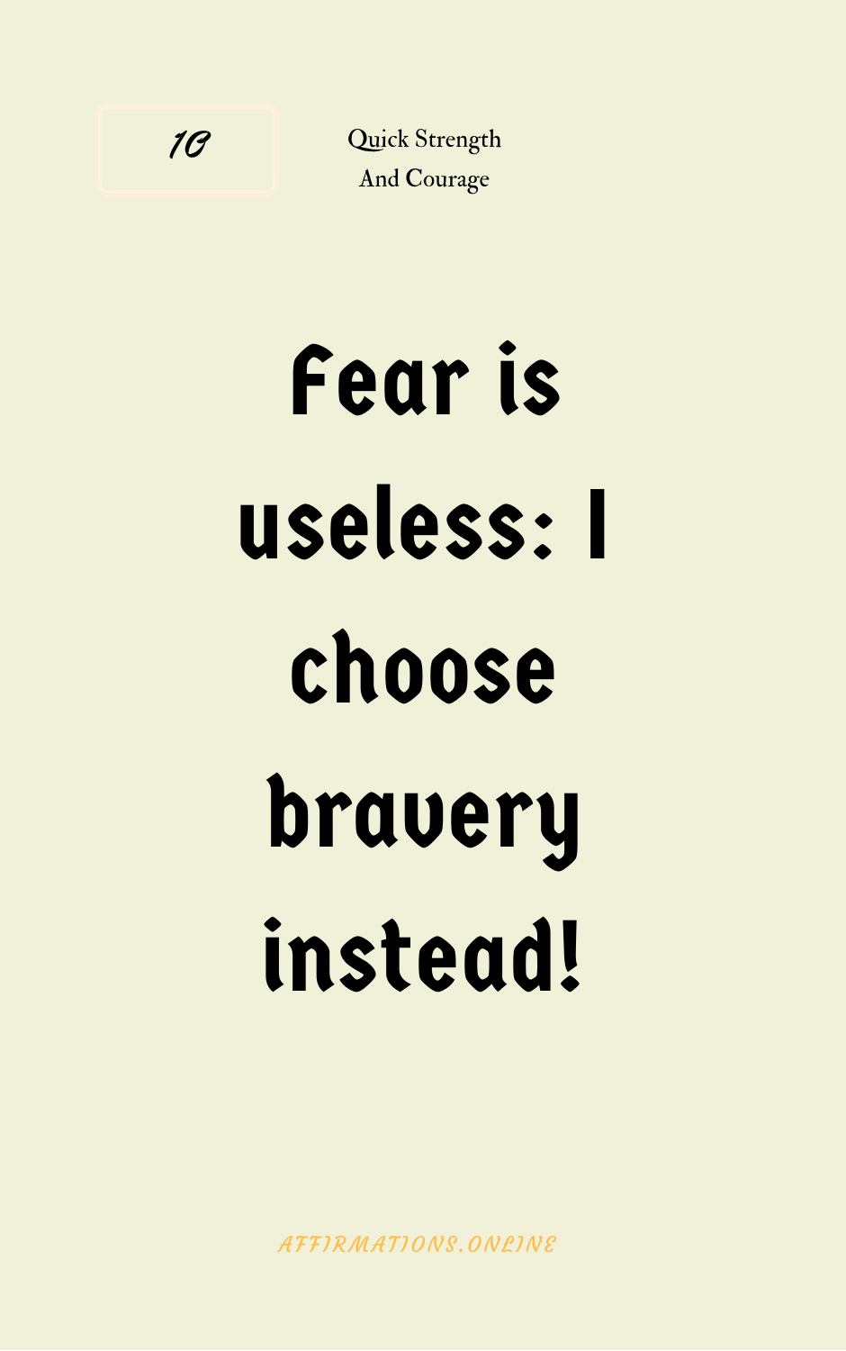10

Quick Strength And Courage

# Fear is useless: I choose bravery instead!

AFFIRMATIONS.ONLINE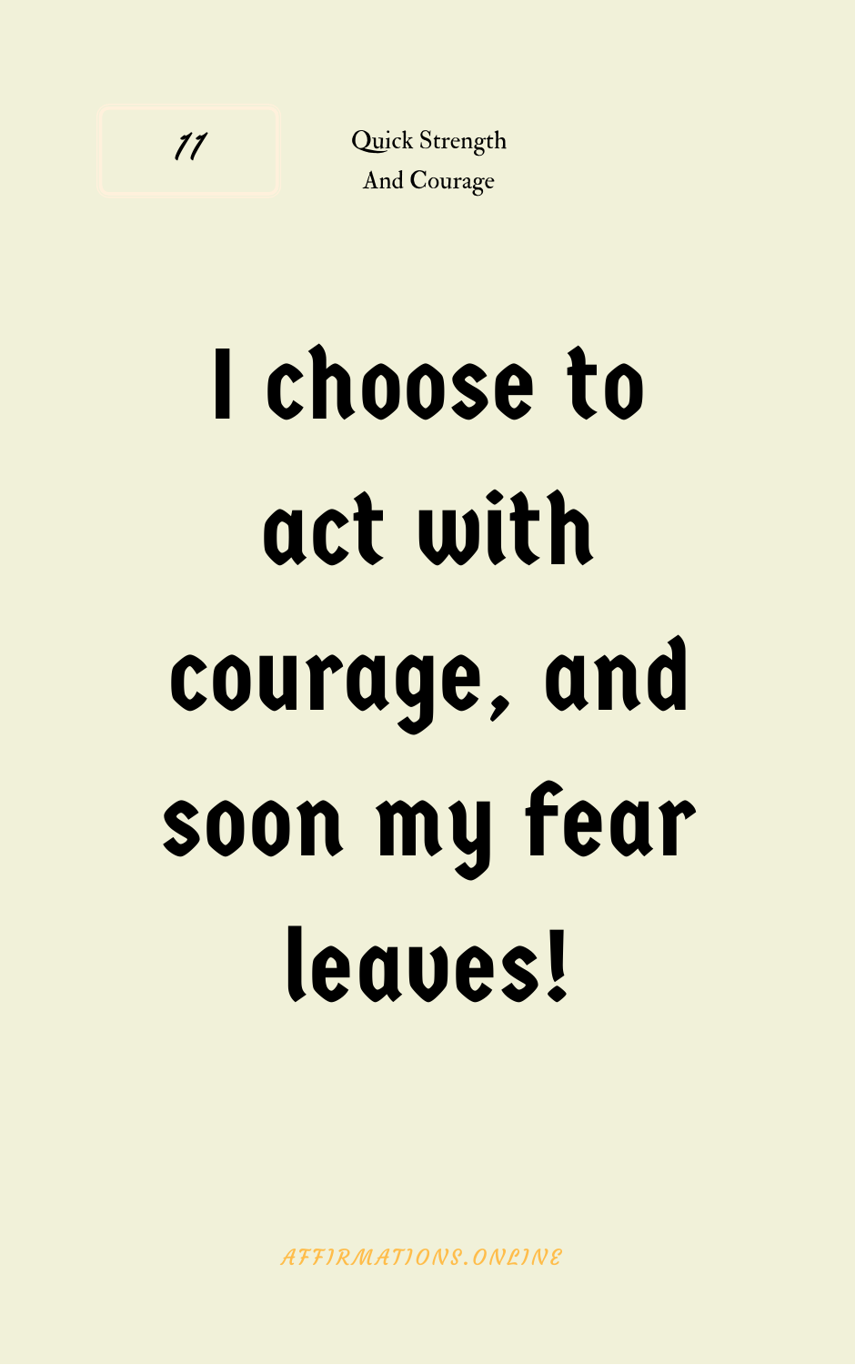11

Quick Strength
And Courage

# I choose to act with courage, and soon my fear leaves!

AFFIRMATIONS.ONLINE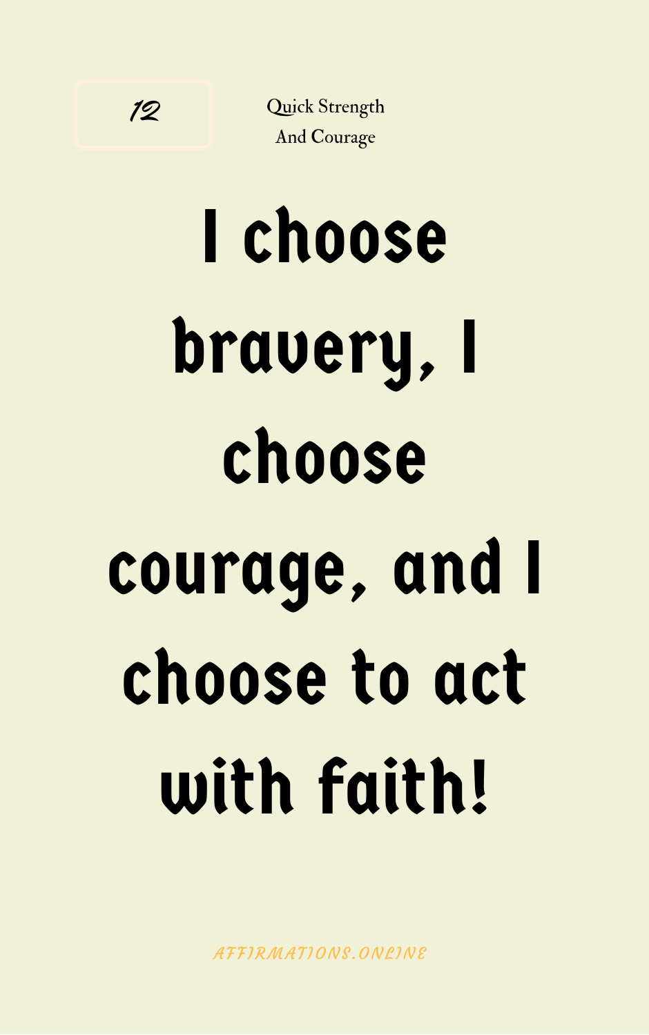12

Quick Strength And Courage

# I choose bravery, I choose courage, and I choose to act with faith!

AFFIRMATIONS.ONLINE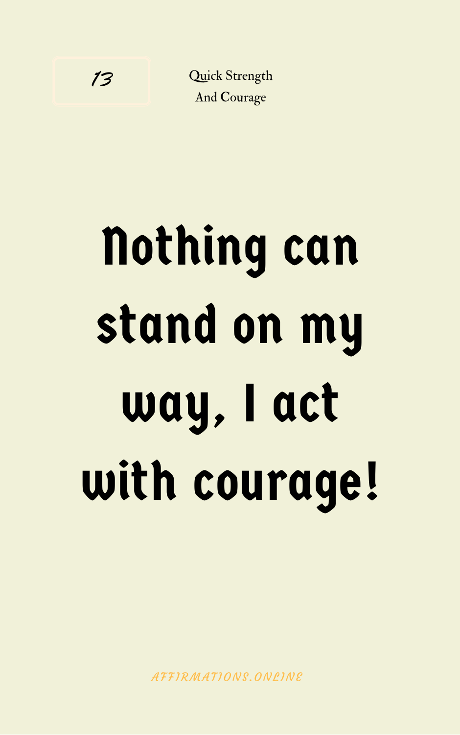13

Quick Strength And Courage

# Nothing can stand on my way, I act with courage!

AFFIRMATIONS.ONLINE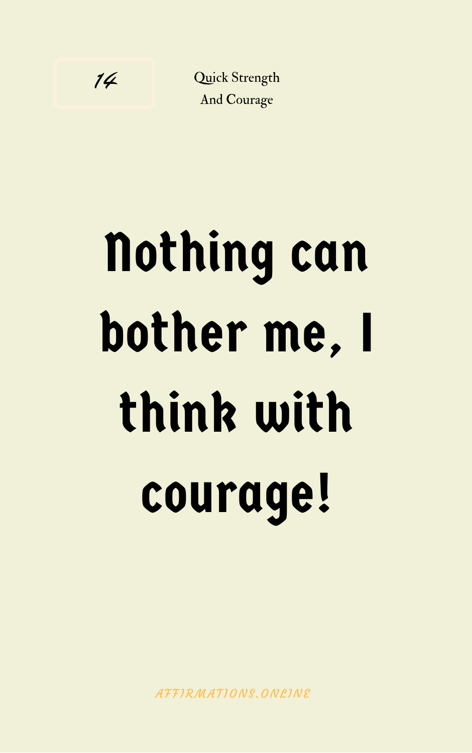14

Quick Strength
And Courage

# Nothing can bother me, I think with courage!

AFFIRMATIONS.ONLINE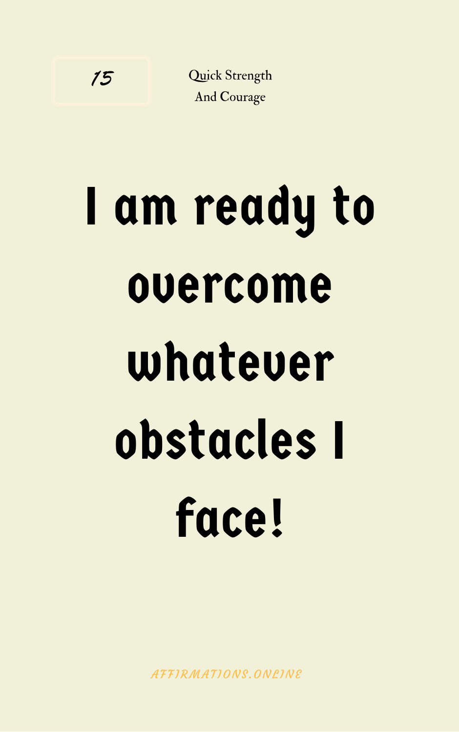15

Quick Strength
And Courage

# I am ready to overcome whatever obstacles I face!

AFFIRMATIONS.ONLINE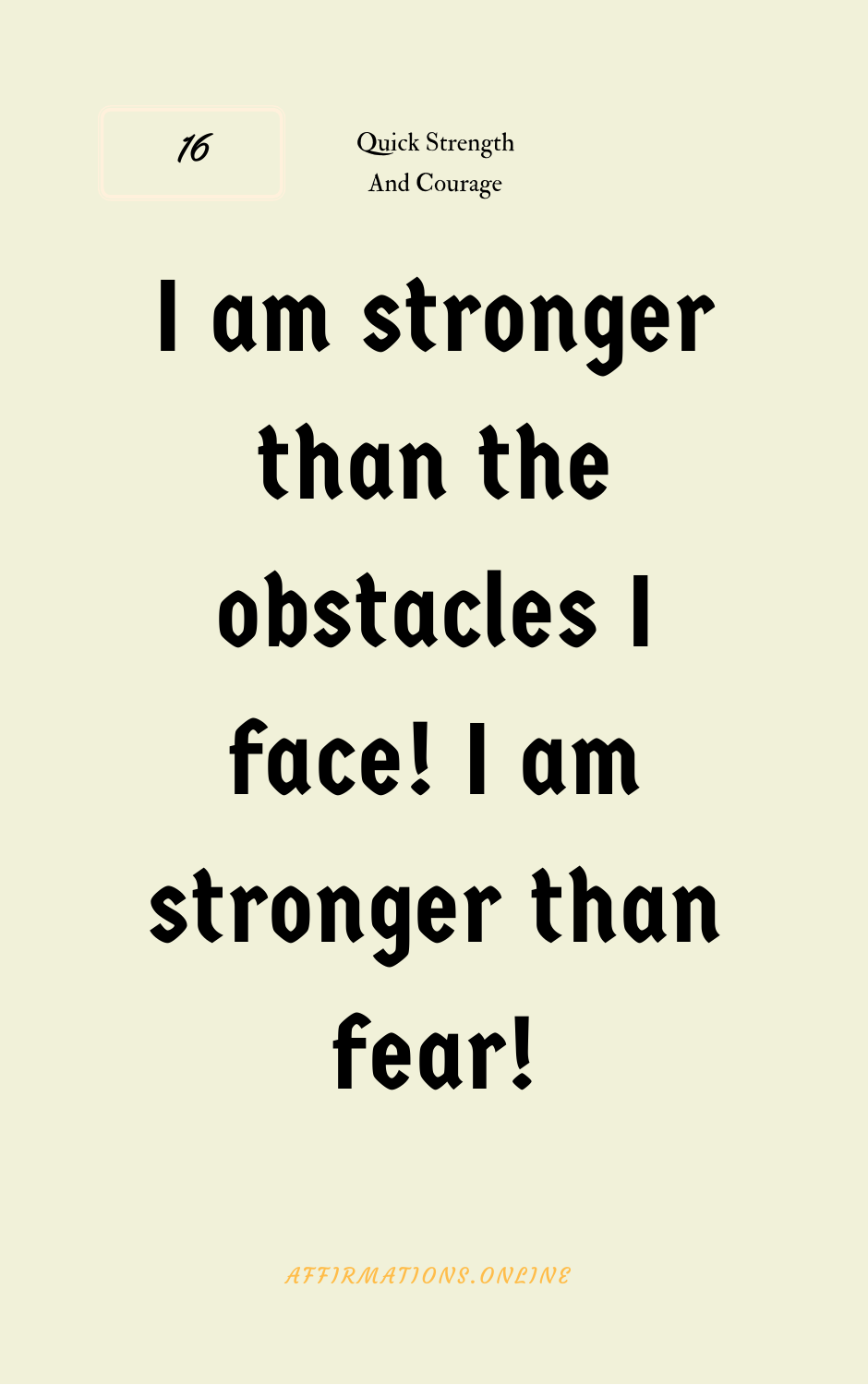16

Quick Strength
And Courage

# I am stronger than the obstacles I face! I am stronger than fear!

AFFIRMATIONS.ONLINE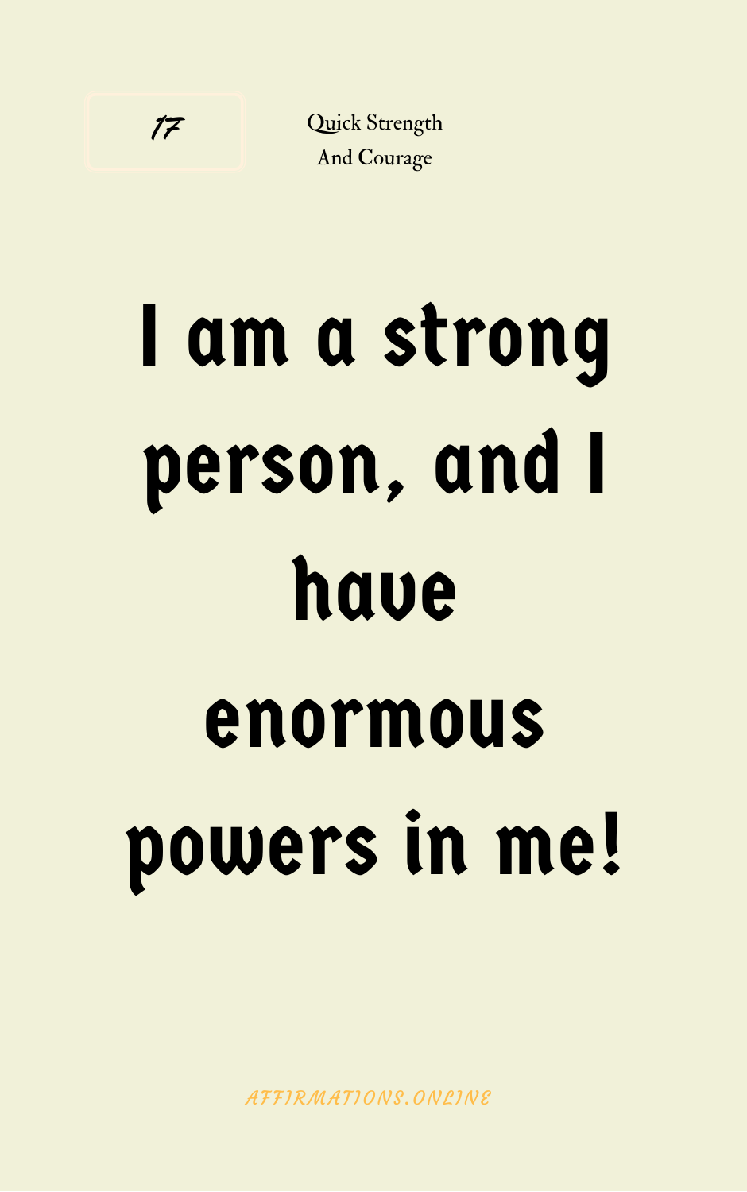17

Quick Strength And Courage

# I am a strong person, and I have enormous powers in me!

AFFIRMATIONS.ONLINE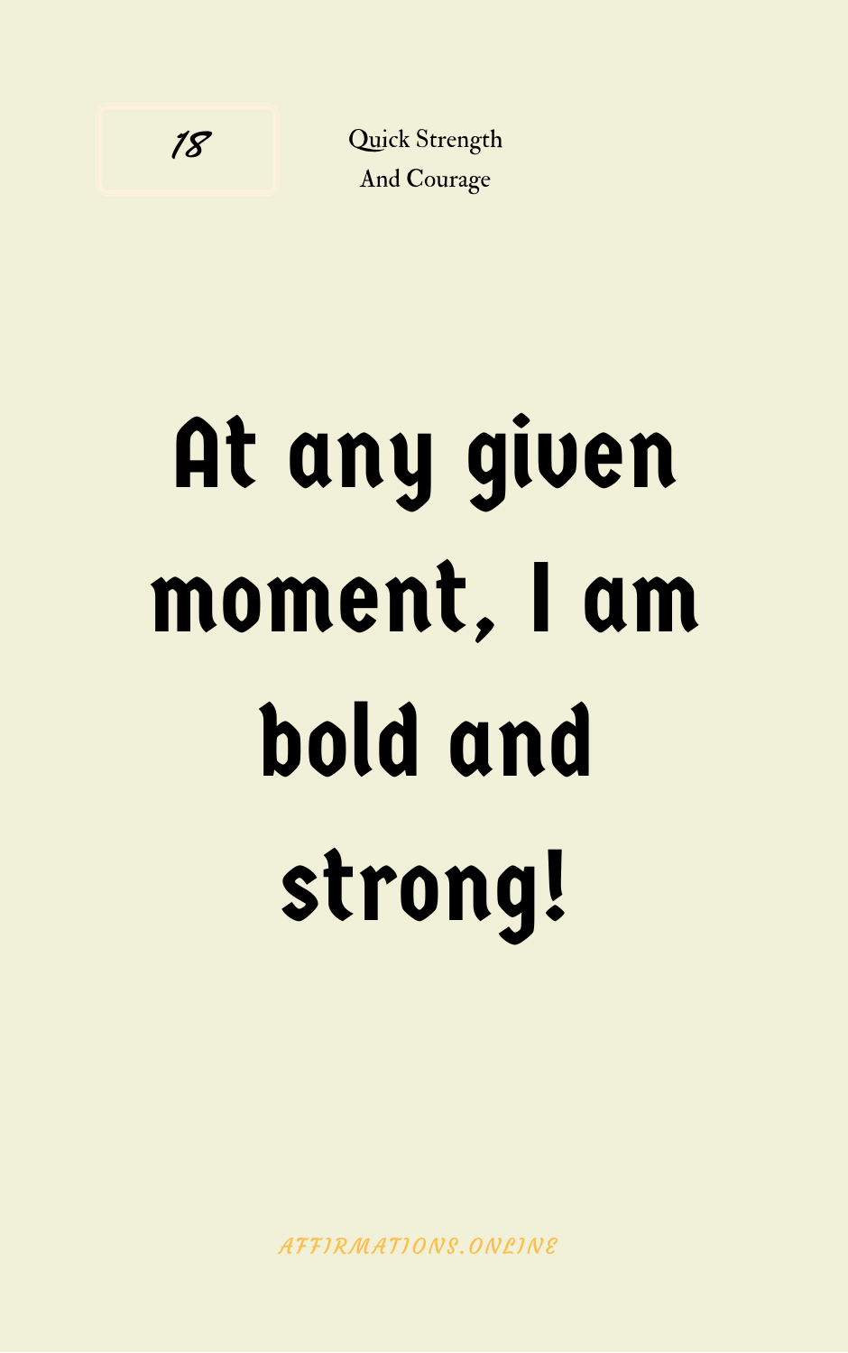18

Quick Strength And Courage

# At any given moment, I am bold and strong!

AFFIRMATIONS.ONLINE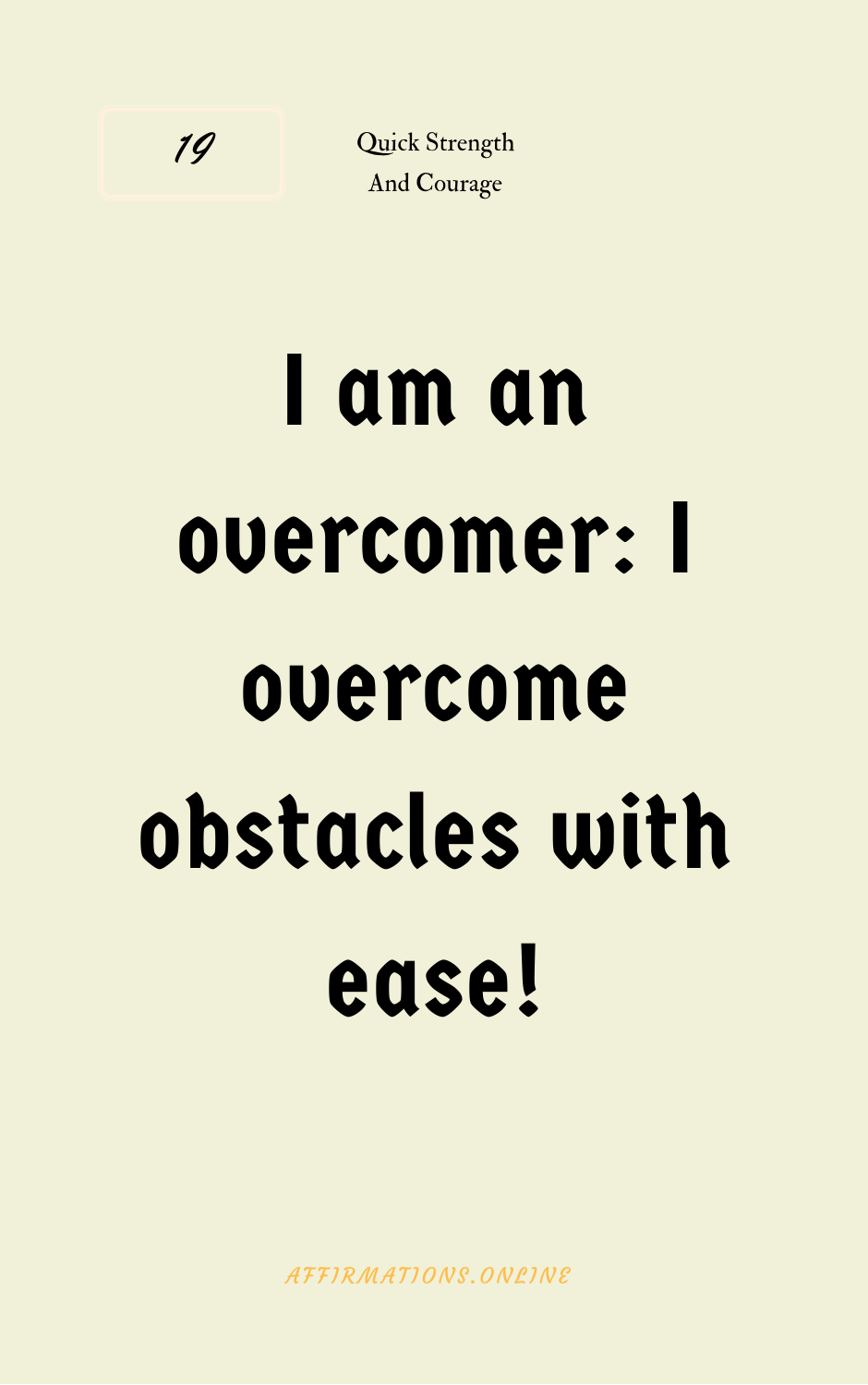19

Quick Strength And Courage

# I am an overcomer: I overcome obstacles with ease!

AFFIRMATIONS.ONLINE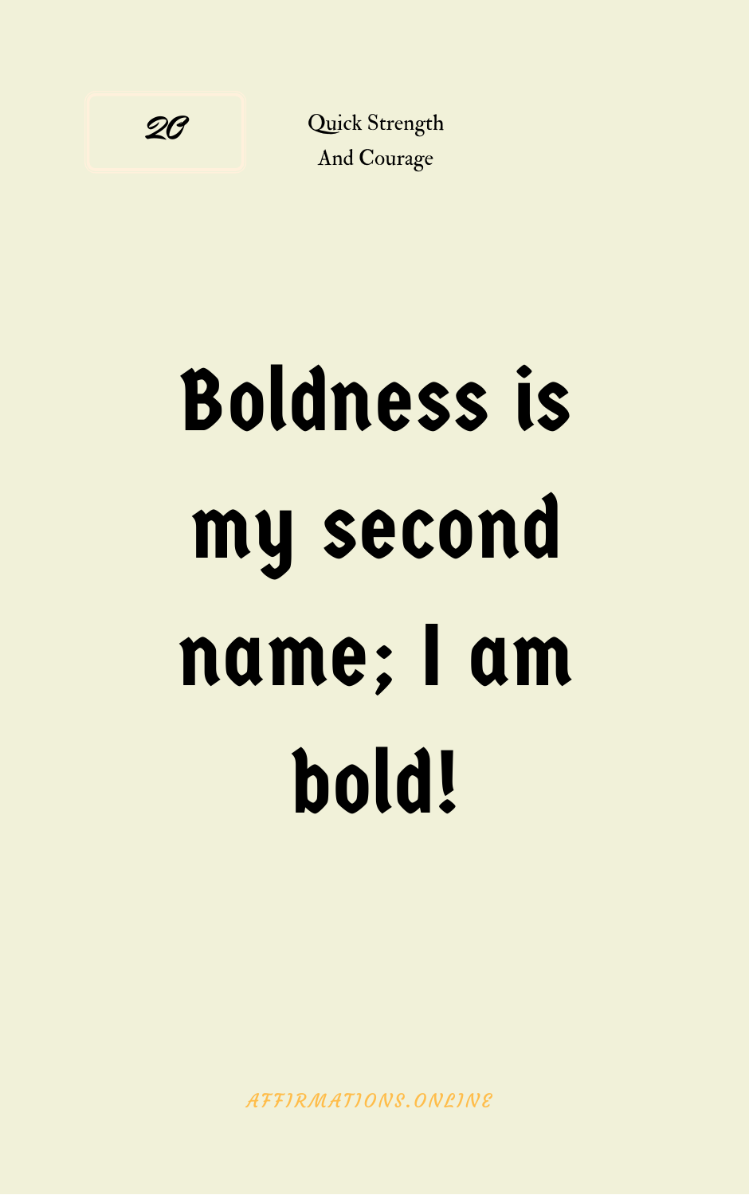20

Quick Strength
And Courage

# Boldness is my second name; I am bold!

AFFIRMATIONS.ONLINE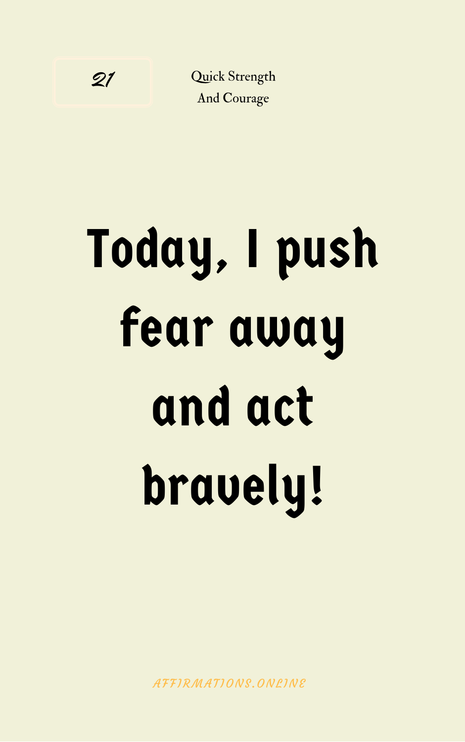21

Quick Strength
And Courage

# Today, I push fear away and act bravely!

AFFIRMATIONS.ONLINE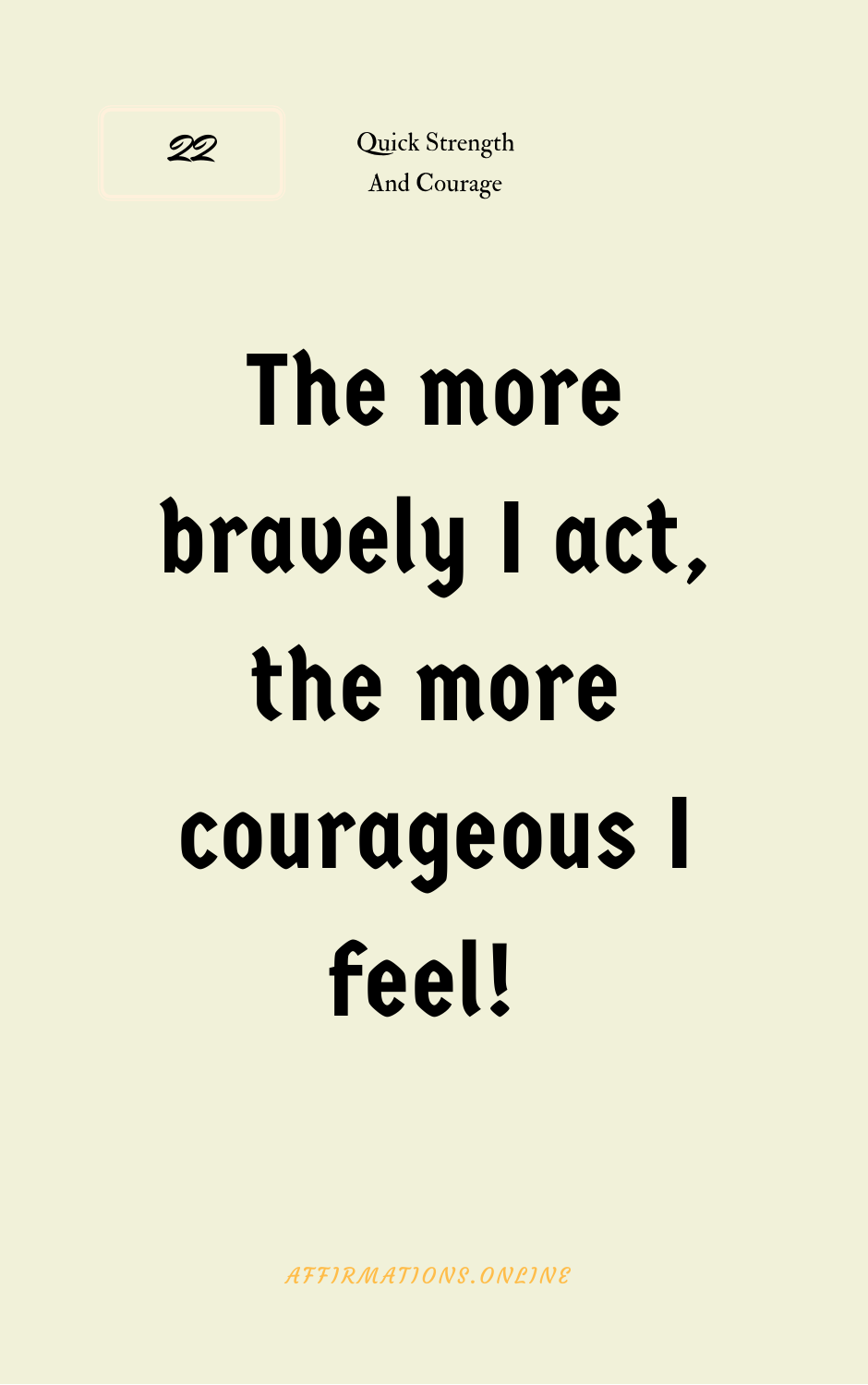22

Quick Strength And Courage

# The more bravely I act, the more courageous I feel!

AFFIRMATIONS.ONLINE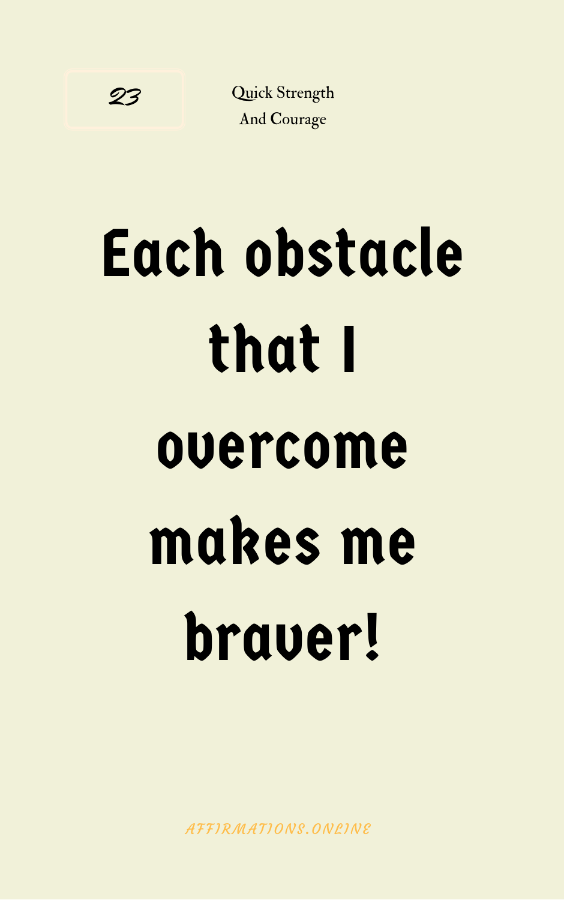23

Quick Strength
And Courage

# Each obstacle that I overcome makes me braver!

AFFIRMATIONS.ONLINE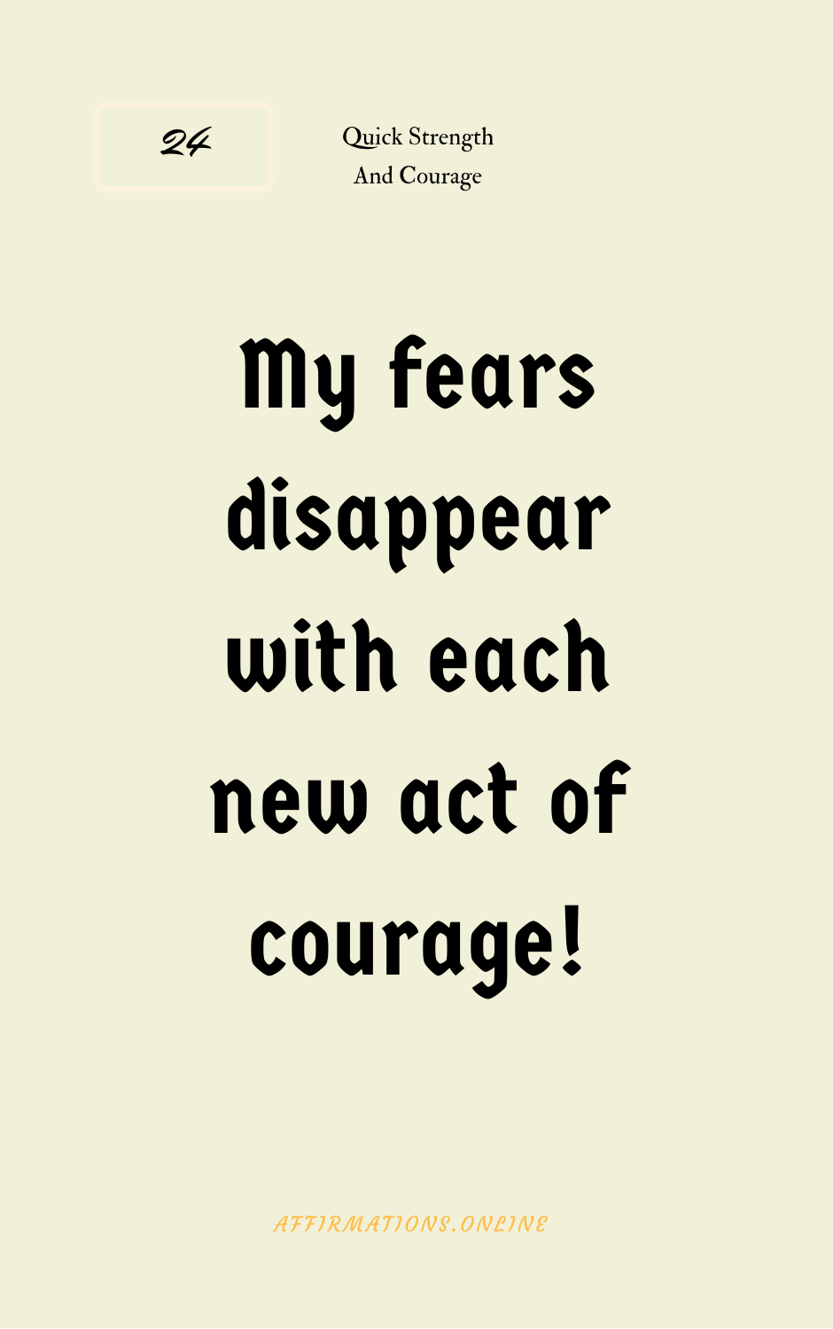24

Quick Strength
And Courage

# My fears disappear with each new act of courage!

AFFIRMATIONS.ONLINE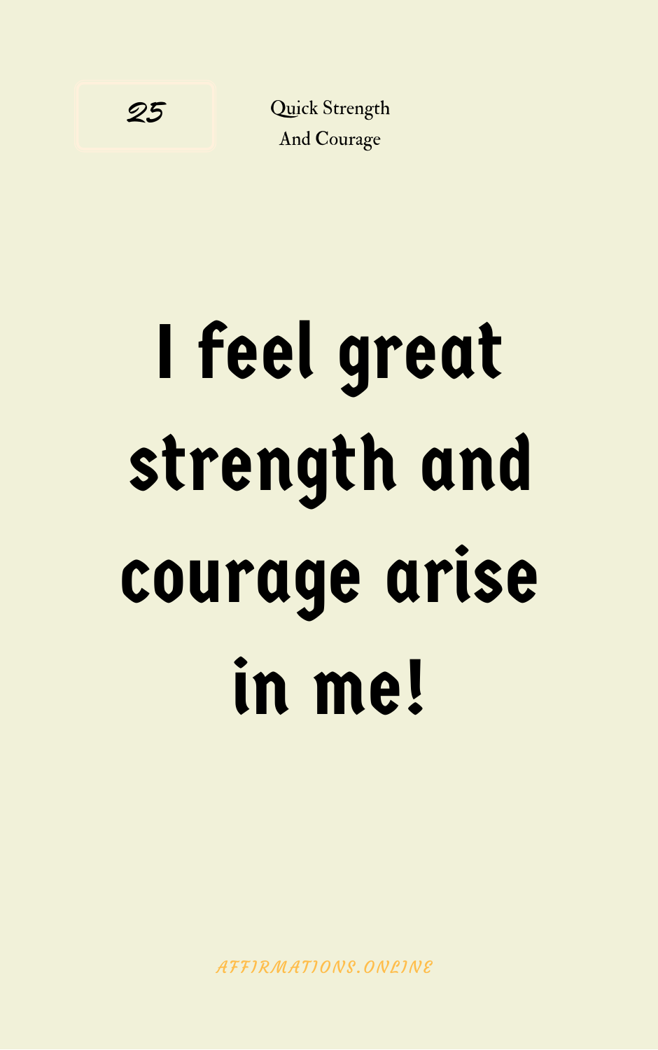25

Quick Strength And Courage

# I feel great strength and courage arise in me!

AFFIRMATIONS.ONLINE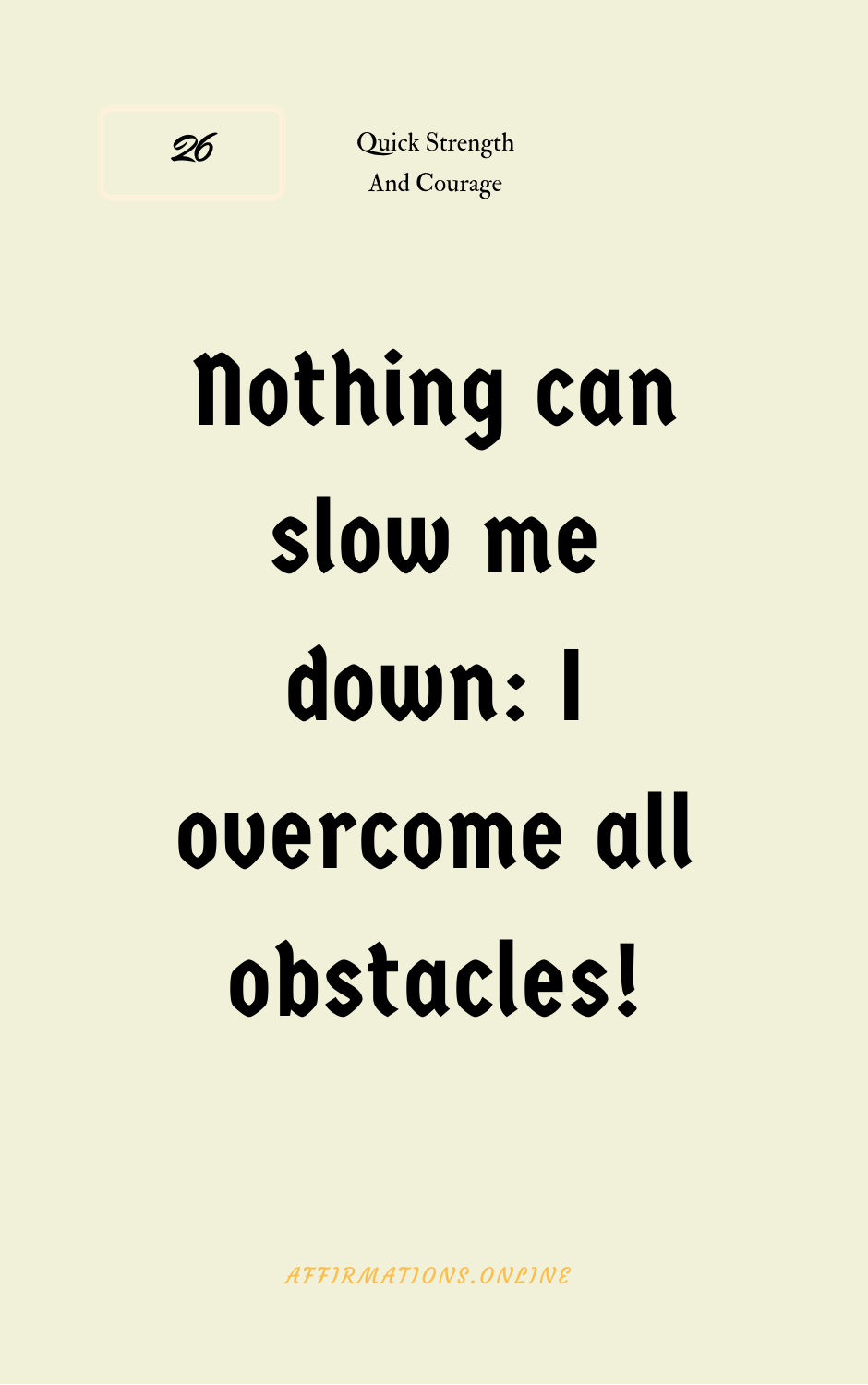26

Quick Strength And Courage

# Nothing can slow me down: I overcome all obstacles!

AFFIRMATIONS.ONLINE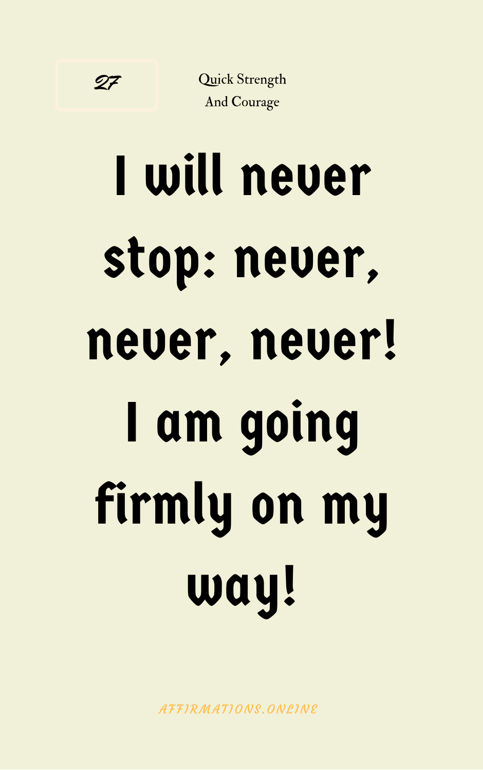27

Quick Strength And Courage

# I will never stop: never, never, never! I am going firmly on my way!

AFFIRMATIONS.ONLINE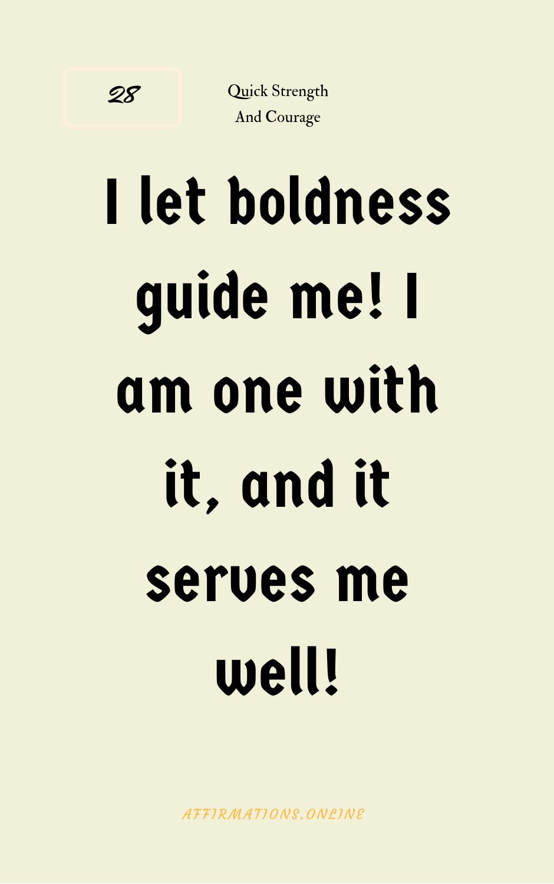28

Quick Strength And Courage

# I let boldness guide me! I am one with it, and it serves me well!

AFFIRMATIONS.ONLINE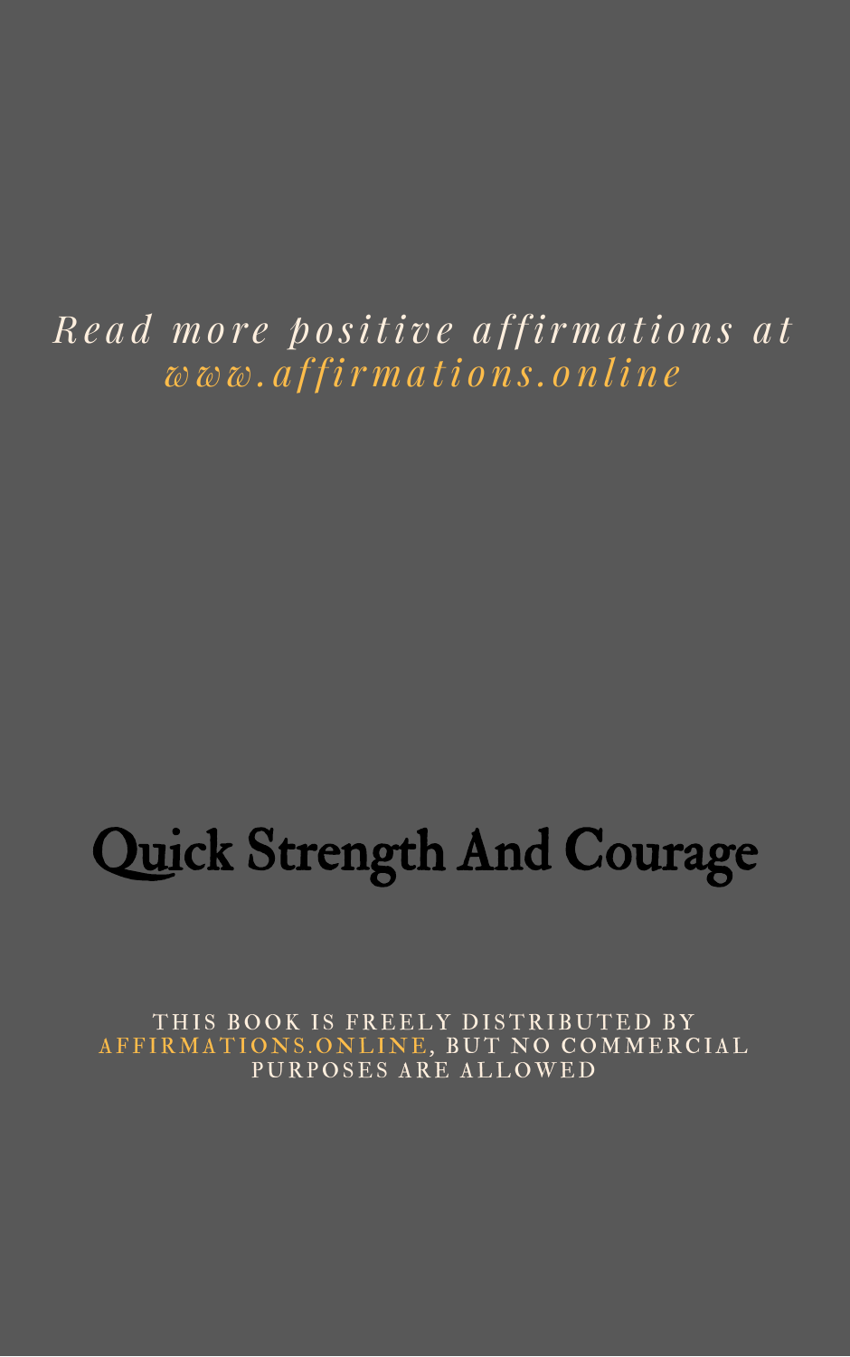*Read more positive affirmations at www.affirmations.online*

# Quick Strength And Courage

THIS BOOK IS FREELY DISTRIBUTED BY AFFIRMATIONS.ONLINE, BUT NO COMMERCIAL PURPOSES ARE ALLOWED